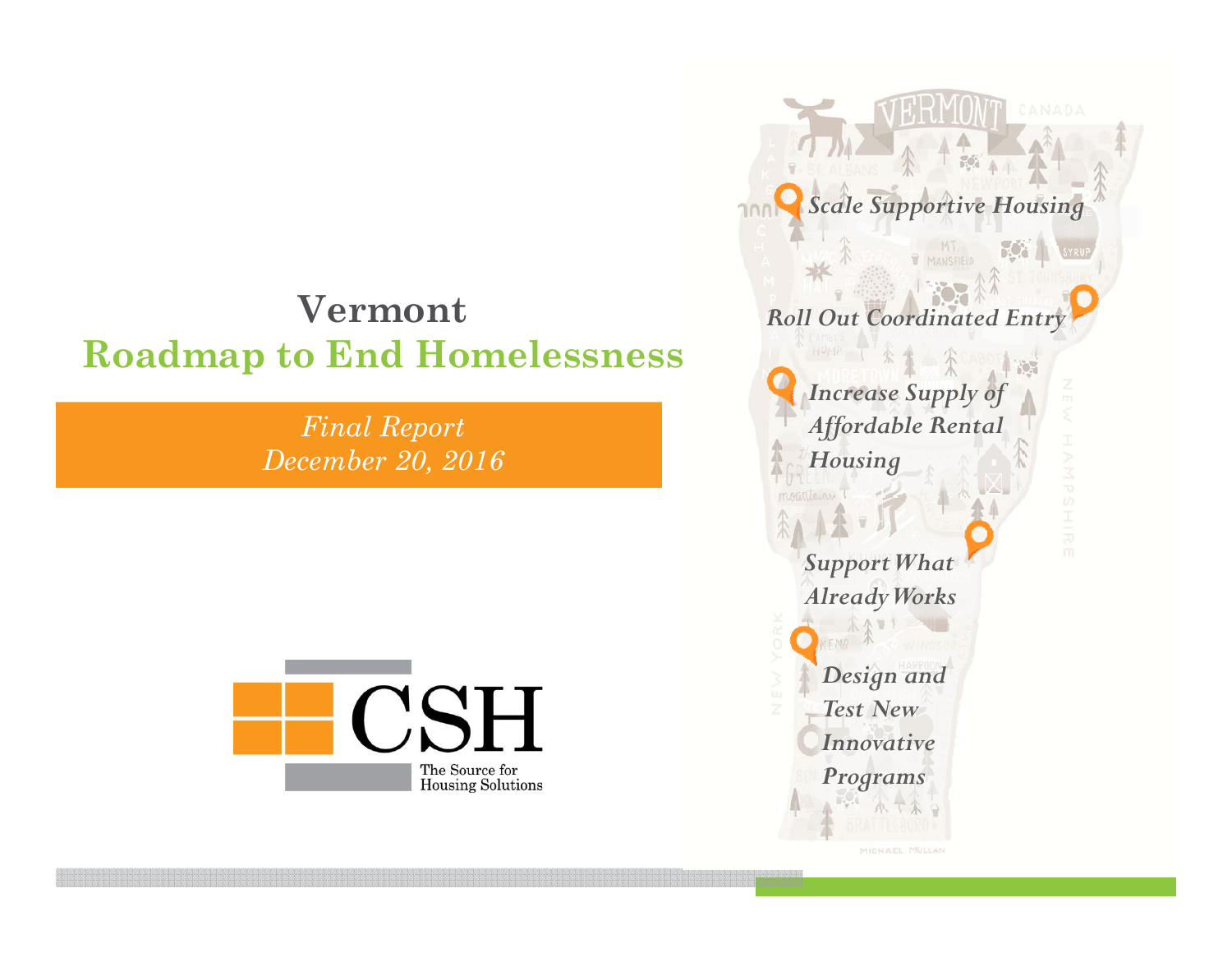# Vermont
# Roadmap to End Homelessness

*Final Report*
*December 20, 2016*

CSH
The Source for Housing Solutions

*Scale Supportive Housing*

*Roll Out Coordinated Entry*

*Increase Supply of Affordable Rental Housing*

*Support What Already Works*

*Design and Test New Innovative Programs*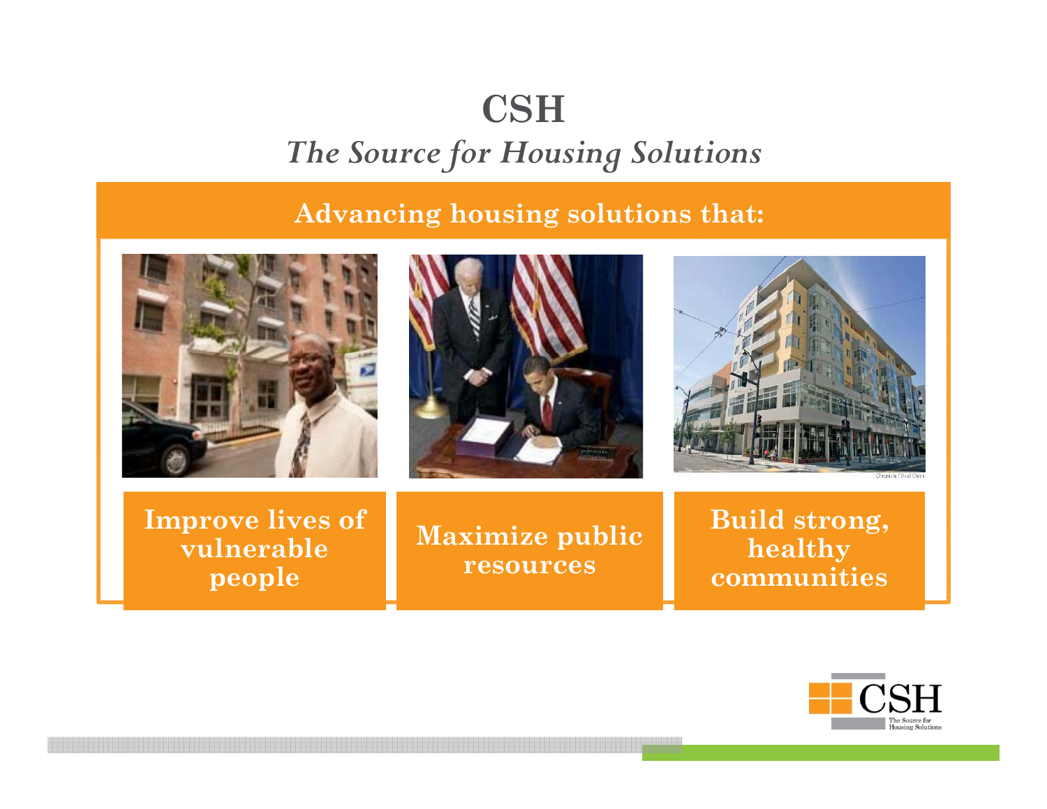# CSH

## *The Source for Housing Solutions*

**Advancing housing solutions that:**

**Improve lives of vulnerable people**

**Maximize public resources**

**Build strong, healthy communities**

Chronicle / Paul Chinn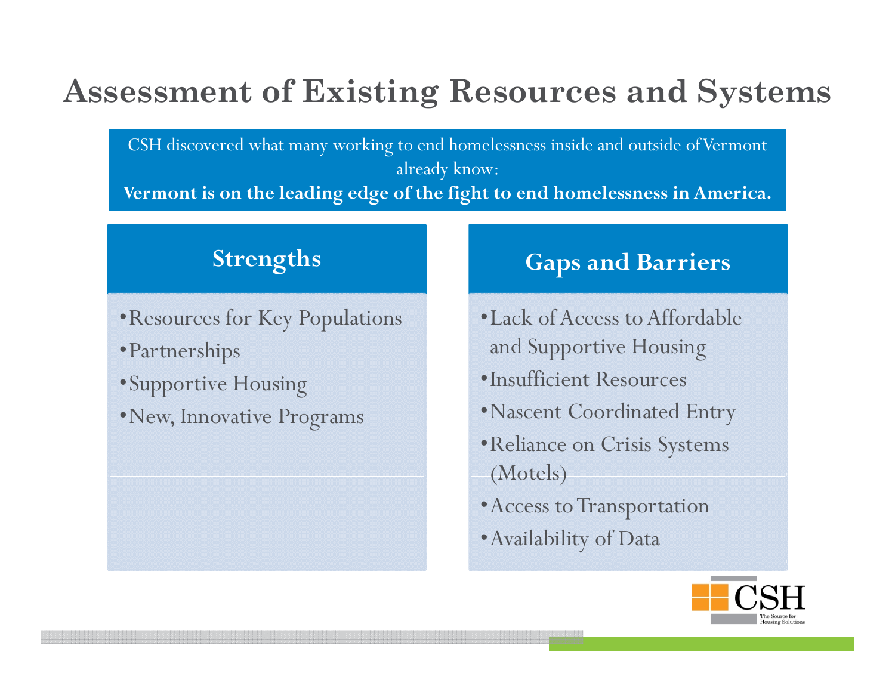# Assessment of Existing Resources and Systems

CSH discovered what many working to end homelessness inside and outside of Vermont already know:

**Vermont is on the leading edge of the fight to end homelessness in America.**

## Strengths

- Resources for Key Populations
- Partnerships
- Supportive Housing
- New, Innovative Programs

## Gaps and Barriers

- Lack of Access to Affordable and Supportive Housing
- Insufficient Resources
- Nascent Coordinated Entry
- Reliance on Crisis Systems (Motels)
- Access to Transportation
- Availability of Data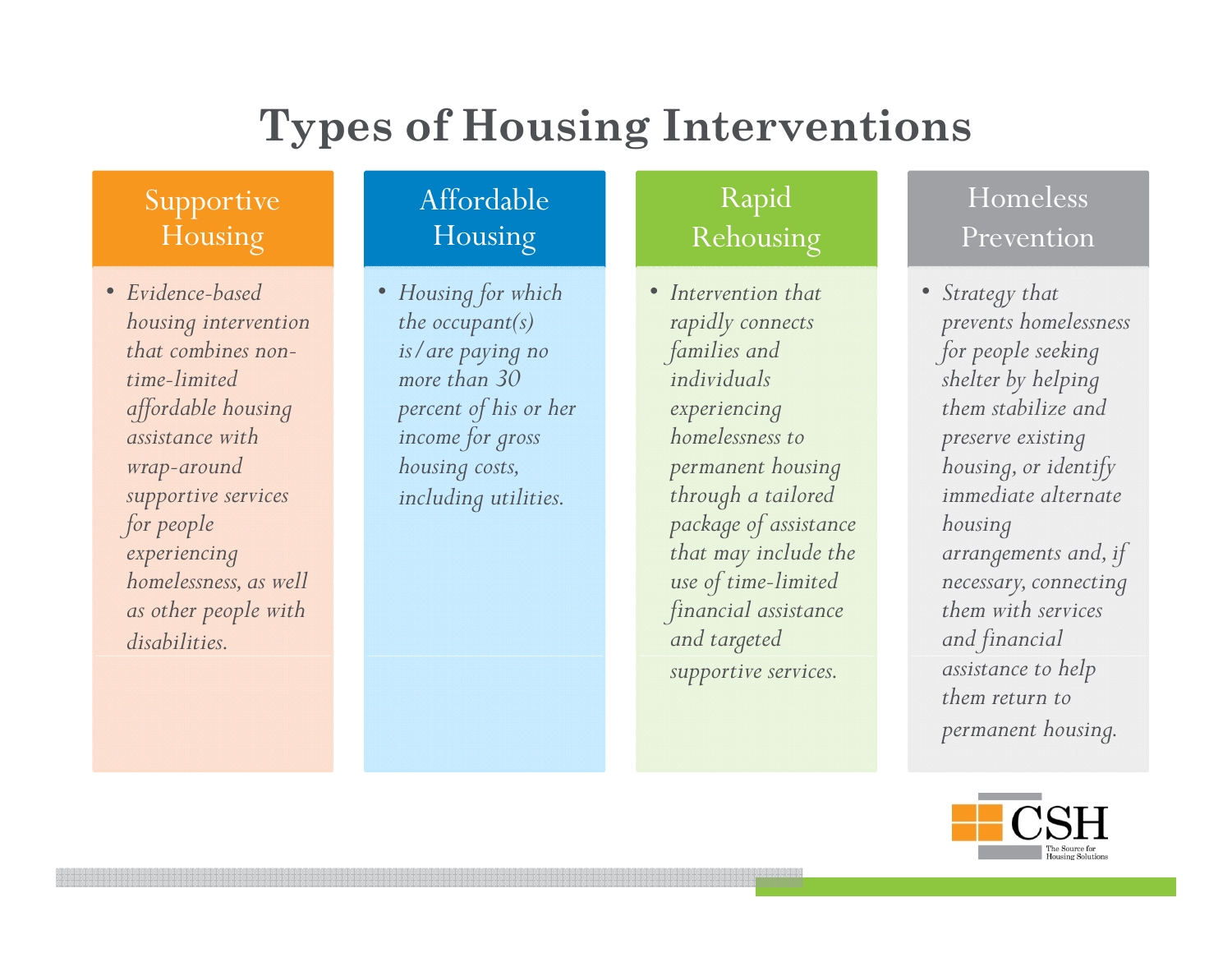# Types of Housing Interventions

## Supportive Housing

- *Evidence-based housing intervention that combines non-time-limited affordable housing assistance with wrap-around supportive services for people experiencing homelessness, as well as other people with disabilities.*

## Affordable Housing

- *Housing for which the occupant(s) is/are paying no more than 30 percent of his or her income for gross housing costs, including utilities.*

## Rapid Rehousing

- *Intervention that rapidly connects families and individuals experiencing homelessness to permanent housing through a tailored package of assistance that may include the use of time-limited financial assistance and targeted supportive services.*

## Homeless Prevention

- *Strategy that prevents homelessness for people seeking shelter by helping them stabilize and preserve existing housing, or identify immediate alternate housing arrangements and, if necessary, connecting them with services and financial assistance to help them return to permanent housing.*

CSH
The Source for Housing Solutions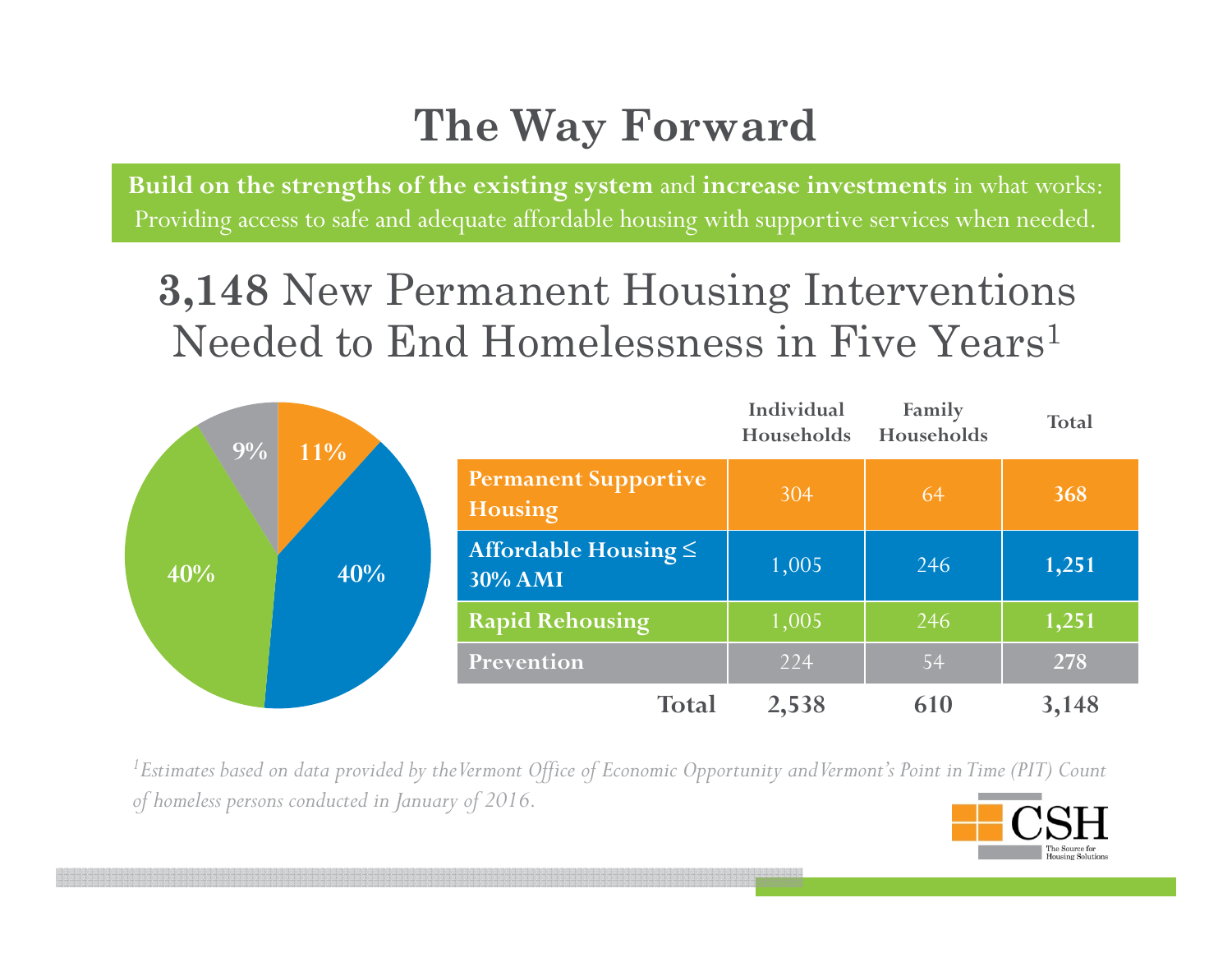# The Way Forward

**Build on the strengths of the existing system** and **increase investments** in what works: Providing access to safe and adequate affordable housing with supportive services when needed.

## **3,148** New Permanent Housing Interventions Needed to End Homelessness in Five Years[1]

9% 11% 40% 40%

| | Individual Households | Family Households | Total |
|---|---|---|---|
| **Permanent Supportive Housing** | 304 | 64 | **368** |
| **Affordable Housing ≤ 30% AMI** | 1,005 | 246 | **1,251** |
| **Rapid Rehousing** | 1,005 | 246 | **1,251** |
| **Prevention** | 224 | 54 | **278** |
| **Total** | **2,538** | **610** | **3,148** |

*[1]Estimates based on data provided by the Vermont Office of Economic Opportunity and Vermont's Point in Time (PIT) Count of homeless persons conducted in January of 2016.*

CSH
The Source for Housing Solutions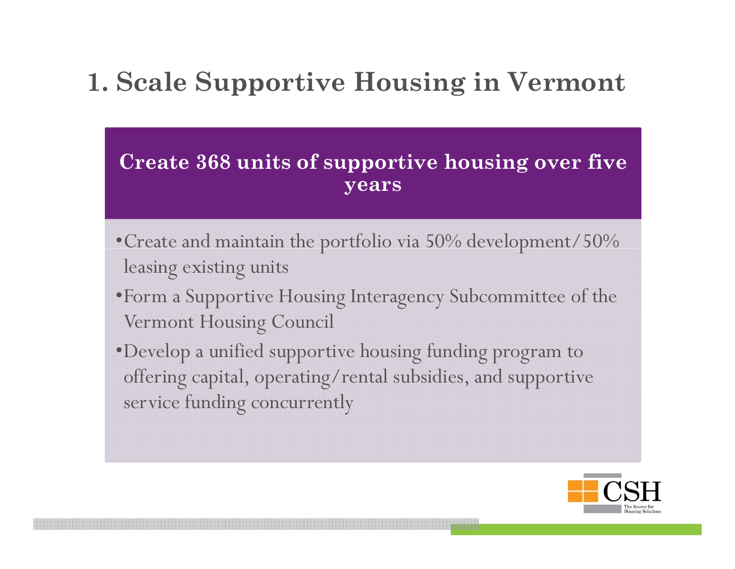# 1. Scale Supportive Housing in Vermont

## Create 368 units of supportive housing over five years

- Create and maintain the portfolio via 50% development/50% leasing existing units
- Form a Supportive Housing Interagency Subcommittee of the Vermont Housing Council
- Develop a unified supportive housing funding program to offering capital, operating/rental subsidies, and supportive service funding concurrently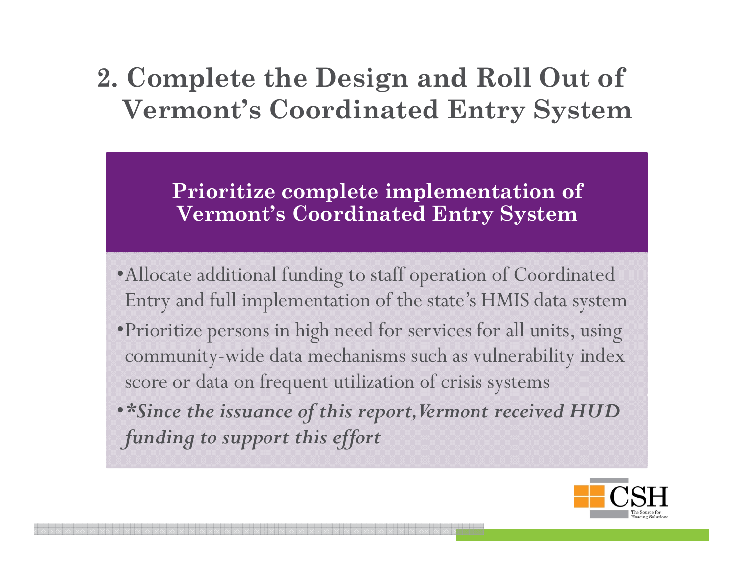# 2. Complete the Design and Roll Out of Vermont's Coordinated Entry System

## Prioritize complete implementation of Vermont's Coordinated Entry System

- Allocate additional funding to staff operation of Coordinated Entry and full implementation of the state's HMIS data system
- Prioritize persons in high need for services for all units, using community-wide data mechanisms such as vulnerability index score or data on frequent utilization of crisis systems
- ***Since the issuance of this report,Vermont received HUD funding to support this effort***

CSH
The Source for Housing Solutions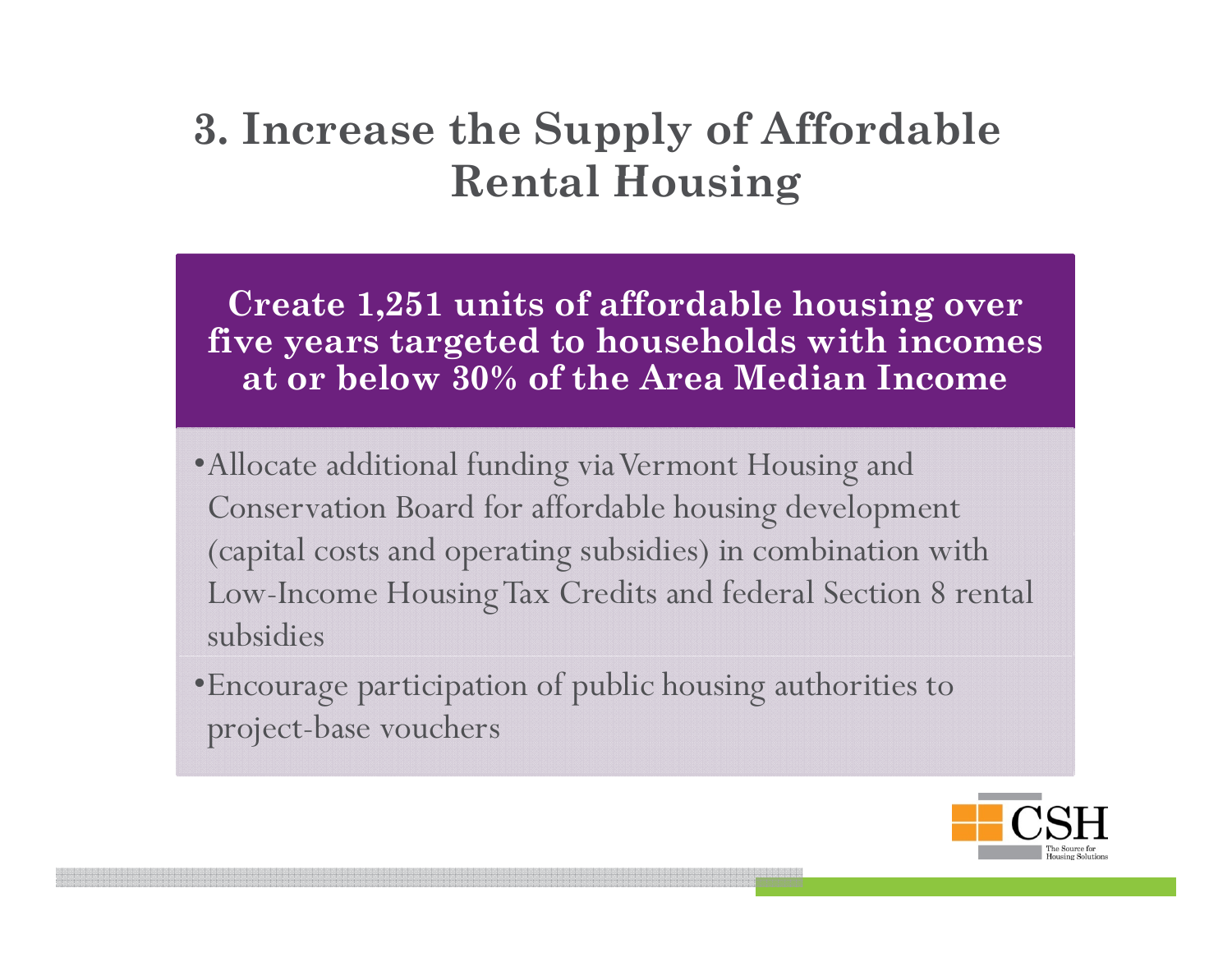# 3. Increase the Supply of Affordable Rental Housing

**Create 1,251 units of affordable housing over five years targeted to households with incomes at or below 30% of the Area Median Income**

- Allocate additional funding via Vermont Housing and Conservation Board for affordable housing development (capital costs and operating subsidies) in combination with Low-Income Housing Tax Credits and federal Section 8 rental subsidies
- Encourage participation of public housing authorities to project-base vouchers

CSH
The Source for Housing Solutions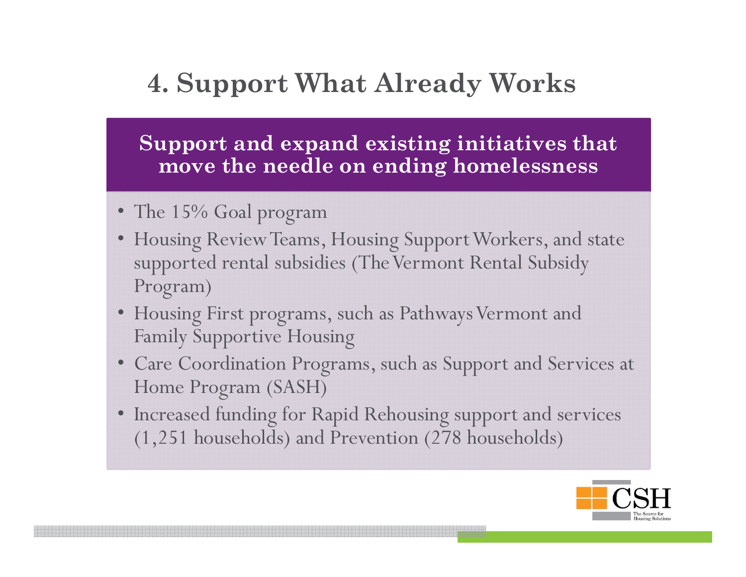# 4. Support What Already Works

**Support and expand existing initiatives that move the needle on ending homelessness**

- The 15% Goal program
- Housing Review Teams, Housing Support Workers, and state supported rental subsidies (The Vermont Rental Subsidy Program)
- Housing First programs, such as Pathways Vermont and Family Supportive Housing
- Care Coordination Programs, such as Support and Services at Home Program (SASH)
- Increased funding for Rapid Rehousing support and services (1,251 households) and Prevention (278 households)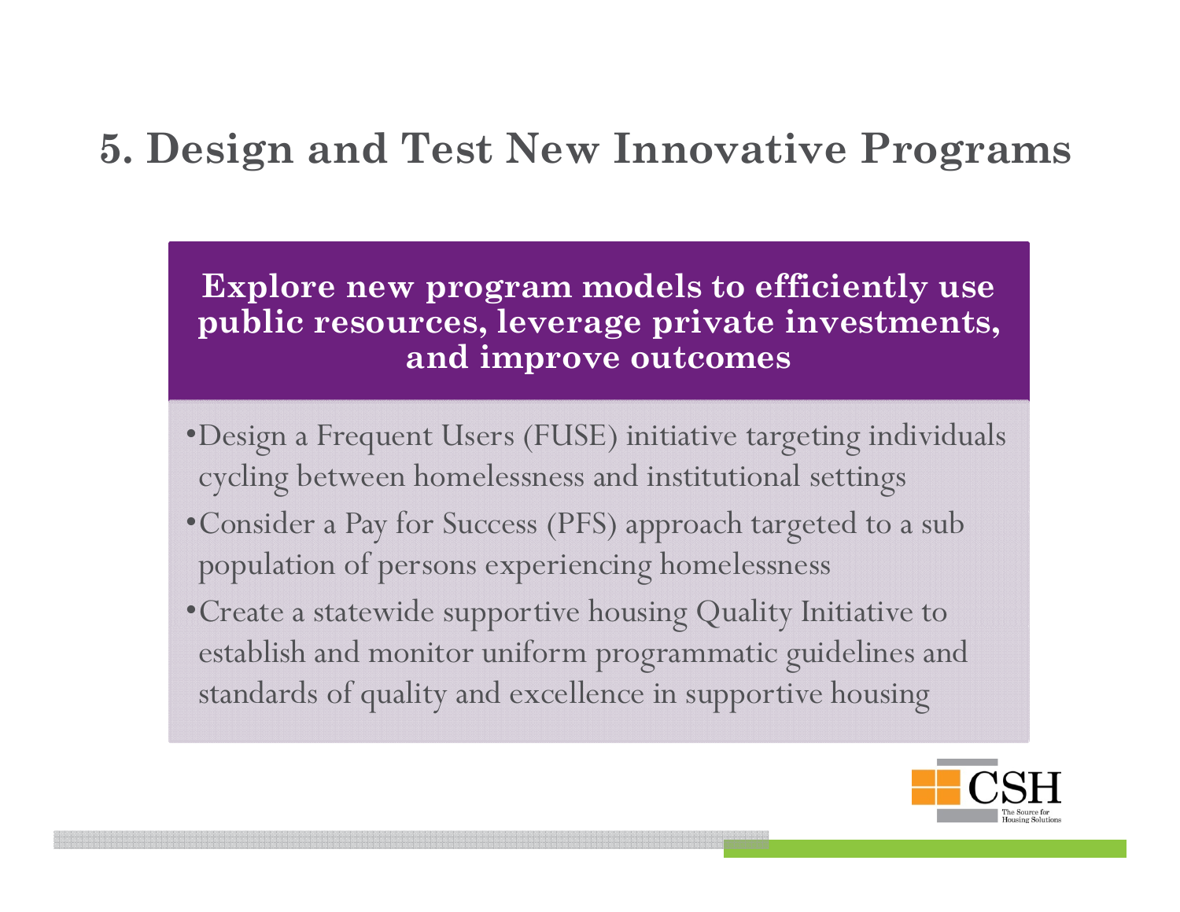# 5. Design and Test New Innovative Programs

**Explore new program models to efficiently use public resources, leverage private investments, and improve outcomes**

- Design a Frequent Users (FUSE) initiative targeting individuals cycling between homelessness and institutional settings
- Consider a Pay for Success (PFS) approach targeted to a sub population of persons experiencing homelessness
- Create a statewide supportive housing Quality Initiative to establish and monitor uniform programmatic guidelines and standards of quality and excellence in supportive housing

CSH
The Source for Housing Solutions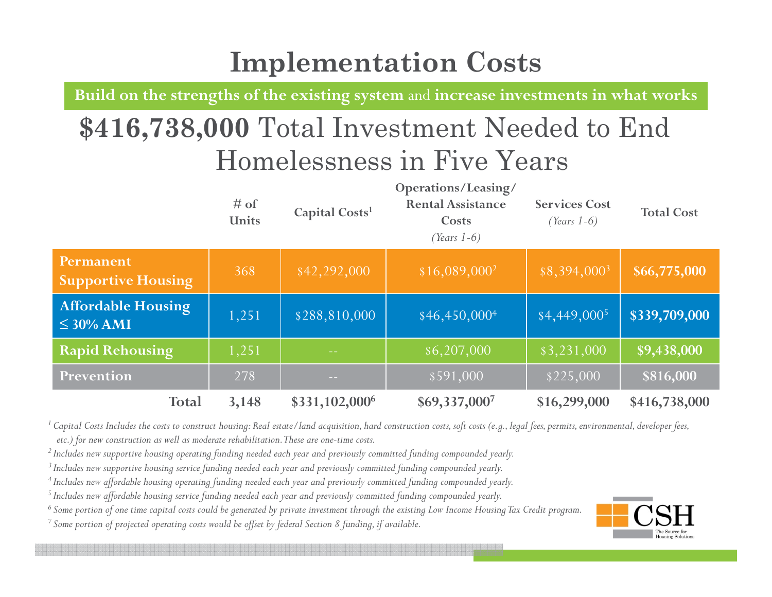# Implementation Costs

**Build on the strengths of the existing system** and **increase investments in what works**

## **$416,738,000** Total Investment Needed to End Homelessness in Five Years

| | # of Units | Capital Costs[1] | Operations/Leasing/Rental Assistance Costs *(Years 1-6)* | Services Cost *(Years 1-6)* | Total Cost |
|---|---|---|---|---|---|
| **Permanent Supportive Housing** | 368 | $42,292,000 | $16,089,000[2] | $8,394,000[3] | **$66,775,000** |
| **Affordable Housing ≤ 30% AMI** | 1,251 | $288,810,000 | $46,450,000[4] | $4,449,000[5] | **$339,709,000** |
| **Rapid Rehousing** | 1,251 | -- | $6,207,000 | $3,231,000 | **$9,438,000** |
| **Prevention** | 278 | -- | $591,000 | $225,000 | **$816,000** |
| **Total** | **3,148** | **$331,102,000[6]** | **$69,337,000[7]** | **$16,299,000** | **$416,738,000** |

*[1] Capital Costs Includes the costs to construct housing: Real estate/land acquisition, hard construction costs, soft costs (e.g., legal fees, permits, environmental, developer fees, etc.) for new construction as well as moderate rehabilitation. These are one-time costs.*

*[2] Includes new supportive housing operating funding needed each year and previously committed funding compounded yearly.*

*[3] Includes new supportive housing service funding needed each year and previously committed funding compounded yearly.*

*[4] Includes new affordable housing operating funding needed each year and previously committed funding compounded yearly.*

*[5] Includes new affordable housing service funding needed each year and previously committed funding compounded yearly.*

*[6] Some portion of one time capital costs could be generated by private investment through the existing Low Income Housing Tax Credit program.*

*[7] Some portion of projected operating costs would be offset by federal Section 8 funding, if available.*

CSH The Source for Housing Solutions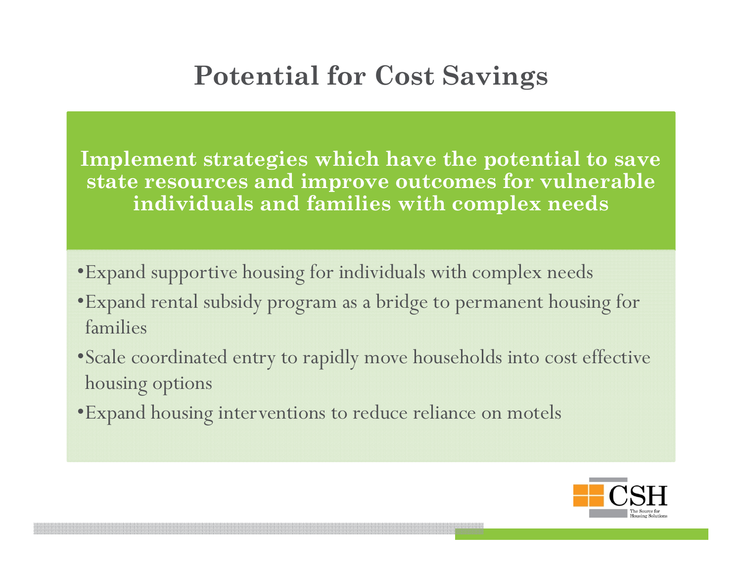# Potential for Cost Savings

**Implement strategies which have the potential to save state resources and improve outcomes for vulnerable individuals and families with complex needs**

- Expand supportive housing for individuals with complex needs
- Expand rental subsidy program as a bridge to permanent housing for families
- Scale coordinated entry to rapidly move households into cost effective housing options
- Expand housing interventions to reduce reliance on motels

CSH
The Source for Housing Solutions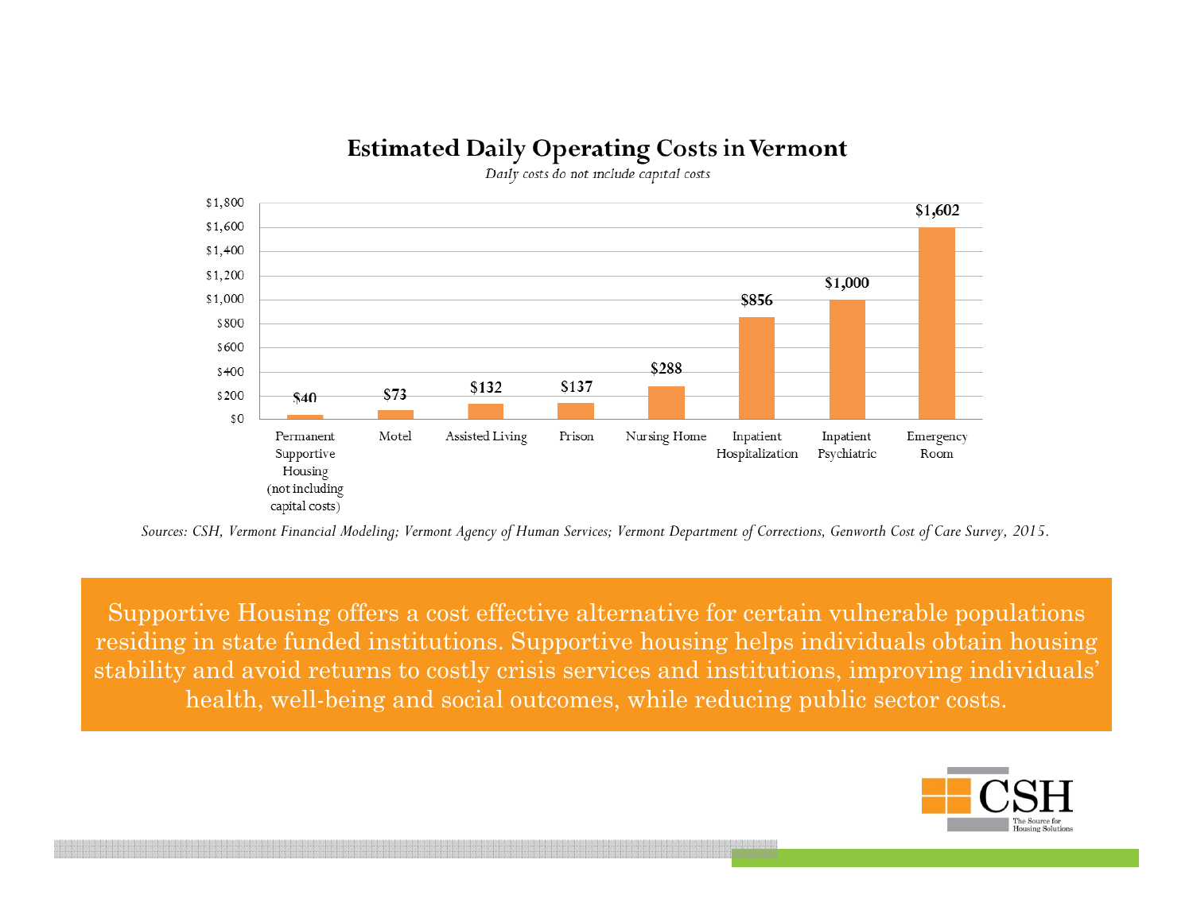## Estimated Daily Operating Costs in Vermont

*Daily costs do not include capital costs*

| Setting | Daily Cost |
|---|---|
| Permanent Supportive Housing (not including capital costs) | $40 |
| Motel | $73 |
| Assisted Living | $132 |
| Prison | $137 |
| Nursing Home | $288 |
| Inpatient Hospitalization | $856 |
| Inpatient Psychiatric | $1,000 |
| Emergency Room | $1,602 |

*Sources: CSH, Vermont Financial Modeling; Vermont Agency of Human Services; Vermont Department of Corrections, Genworth Cost of Care Survey, 2015.*

Supportive Housing offers a cost effective alternative for certain vulnerable populations residing in state funded institutions. Supportive housing helps individuals obtain housing stability and avoid returns to costly crisis services and institutions, improving individuals' health, well-being and social outcomes, while reducing public sector costs.

CSH The Source for Housing Solutions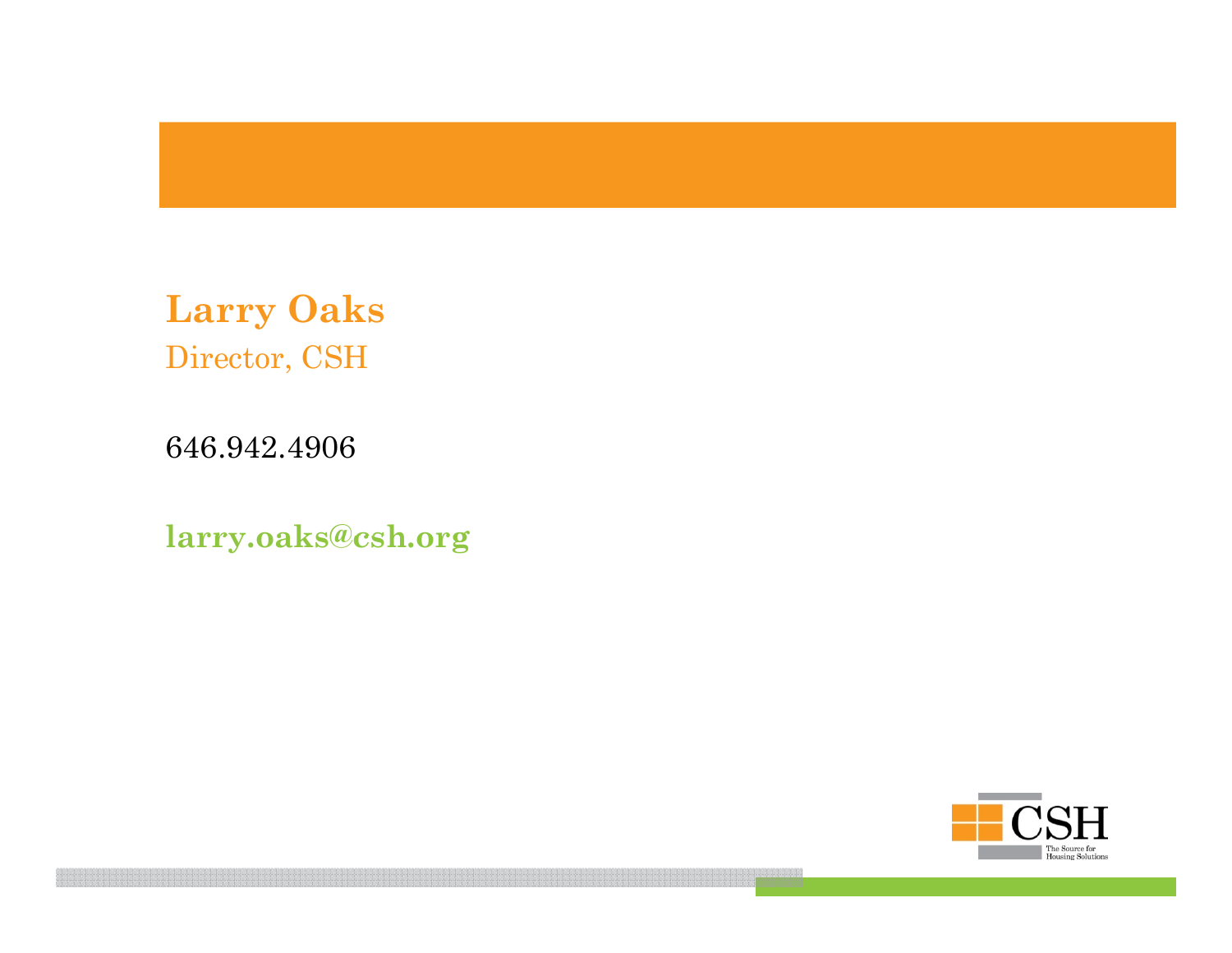**Larry Oaks**
Director, CSH

646.942.4906

**larry.oaks@csh.org**

CSH
The Source for Housing Solutions